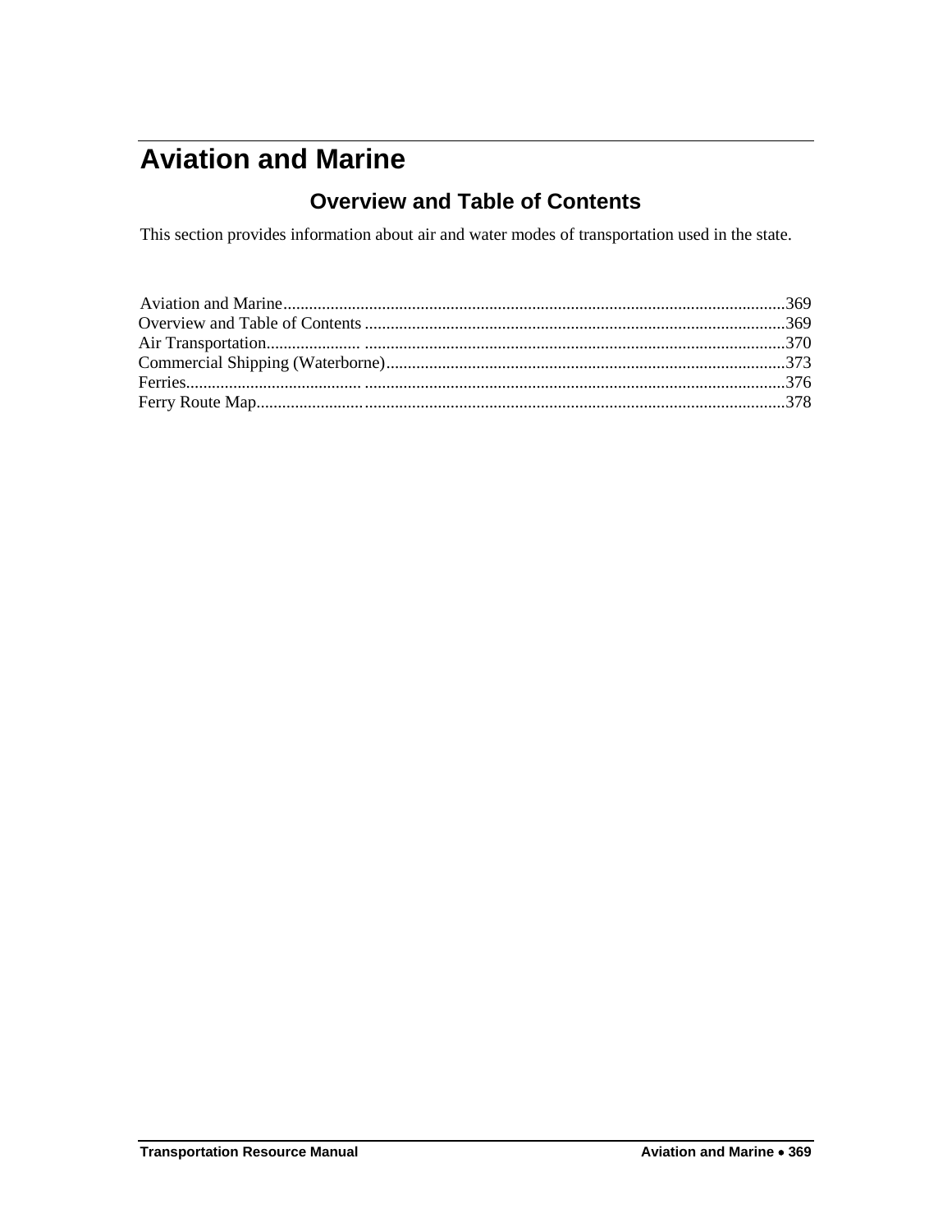# Aviation and Marine

## Overview and Table of Contents

This section provides information about air and water modes of transportation used in the state.

Aviation and Marine....................................................................................................................369
Overview and Table of Contents .................................................................................................369
Air Transportation...................... .................................................................................................370
Commercial Shipping (Waterborne)............................................................................................373
Ferries......................................... .................................................................................................376
Ferry Route Map.......................... .................................................................................................378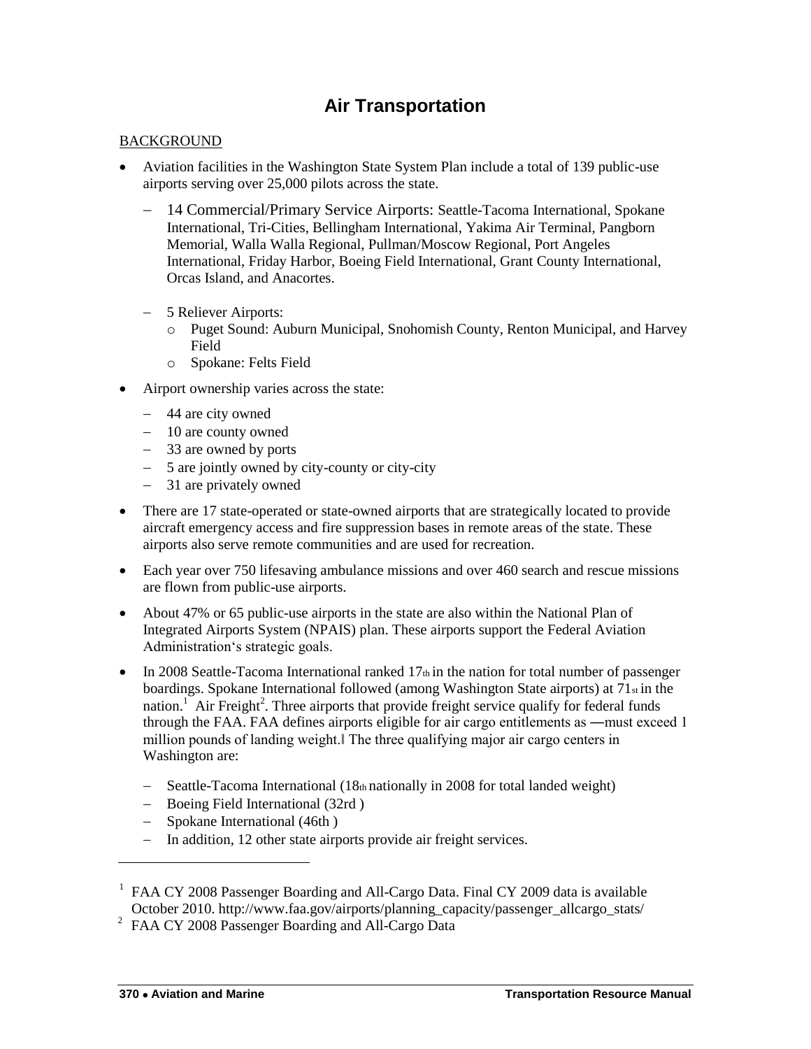# Air Transportation

BACKGROUND

- Aviation facilities in the Washington State System Plan include a total of 139 public-use airports serving over 25,000 pilots across the state.
  - 14 Commercial/Primary Service Airports: Seattle-Tacoma International, Spokane International, Tri-Cities, Bellingham International, Yakima Air Terminal, Pangborn Memorial, Walla Walla Regional, Pullman/Moscow Regional, Port Angeles International, Friday Harbor, Boeing Field International, Grant County International, Orcas Island, and Anacortes.
  - 5 Reliever Airports:
    - Puget Sound: Auburn Municipal, Snohomish County, Renton Municipal, and Harvey Field
    - Spokane: Felts Field
- Airport ownership varies across the state:
  - 44 are city owned
  - 10 are county owned
  - 33 are owned by ports
  - 5 are jointly owned by city-county or city-city
  - 31 are privately owned
- There are 17 state-operated or state-owned airports that are strategically located to provide aircraft emergency access and fire suppression bases in remote areas of the state. These airports also serve remote communities and are used for recreation.
- Each year over 750 lifesaving ambulance missions and over 460 search and rescue missions are flown from public-use airports.
- About 47% or 65 public-use airports in the state are also within the National Plan of Integrated Airports System (NPAIS) plan. These airports support the Federal Aviation Administration's strategic goals.
- In 2008 Seattle-Tacoma International ranked 17th in the nation for total number of passenger boardings. Spokane International followed (among Washington State airports) at 71st in the nation.[1] Air Freight[2]. Three airports that provide freight service qualify for federal funds through the FAA. FAA defines airports eligible for air cargo entitlements as "must exceed 1 million pounds of landing weight." The three qualifying major air cargo centers in Washington are:
  - Seattle-Tacoma International (18th nationally in 2008 for total landed weight)
  - Boeing Field International (32rd )
  - Spokane International (46th )
  - In addition, 12 other state airports provide air freight services.

---

[1] FAA CY 2008 Passenger Boarding and All-Cargo Data. Final CY 2009 data is available October 2010. http://www.faa.gov/airports/planning_capacity/passenger_allcargo_stats/

[2] FAA CY 2008 Passenger Boarding and All-Cargo Data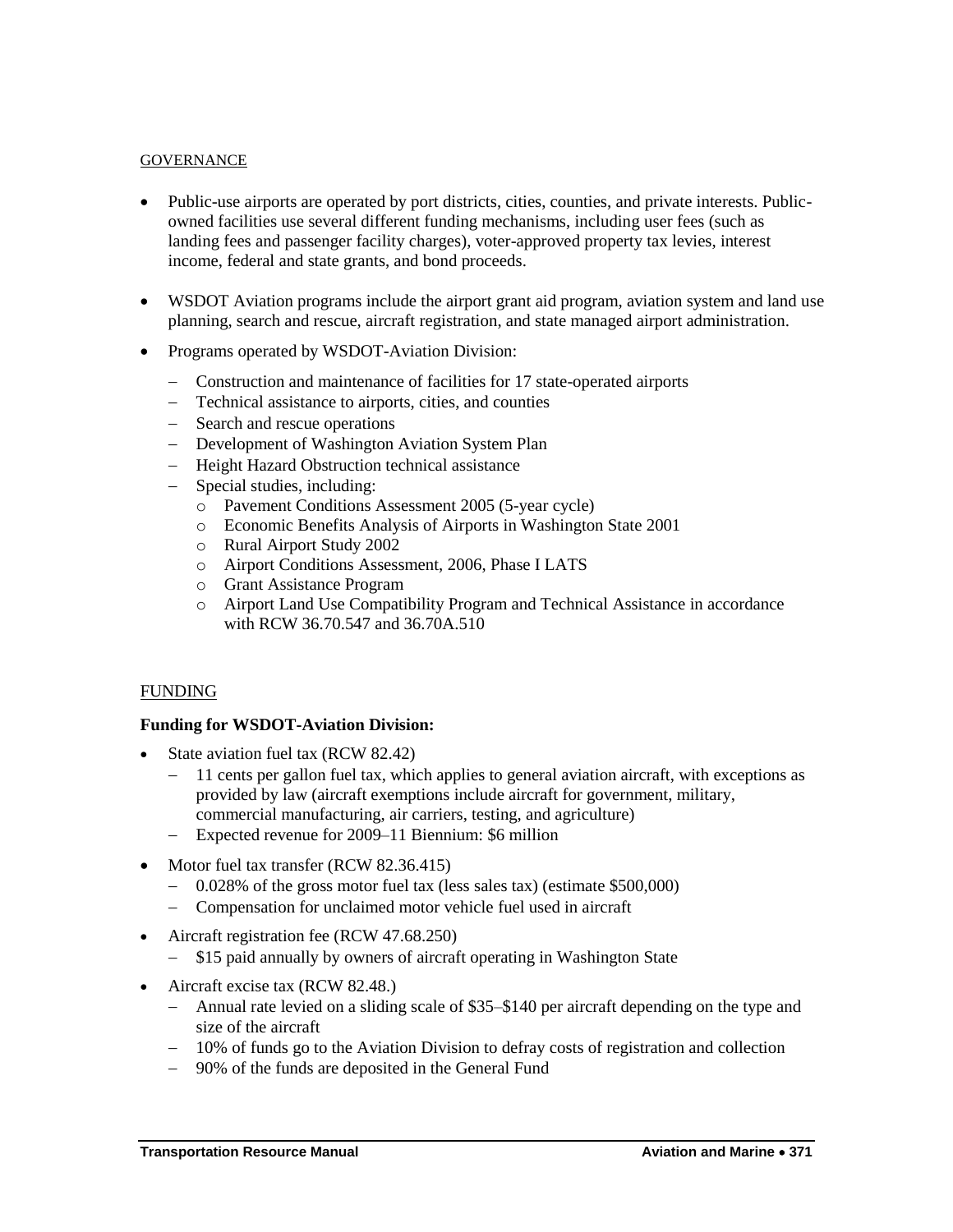## GOVERNANCE

- Public-use airports are operated by port districts, cities, counties, and private interests. Public-owned facilities use several different funding mechanisms, including user fees (such as landing fees and passenger facility charges), voter-approved property tax levies, interest income, federal and state grants, and bond proceeds.

- WSDOT Aviation programs include the airport grant aid program, aviation system and land use planning, search and rescue, aircraft registration, and state managed airport administration.

- Programs operated by WSDOT-Aviation Division:
  - Construction and maintenance of facilities for 17 state-operated airports
  - Technical assistance to airports, cities, and counties
  - Search and rescue operations
  - Development of Washington Aviation System Plan
  - Height Hazard Obstruction technical assistance
  - Special studies, including:
    - Pavement Conditions Assessment 2005 (5-year cycle)
    - Economic Benefits Analysis of Airports in Washington State 2001
    - Rural Airport Study 2002
    - Airport Conditions Assessment, 2006, Phase I LATS
    - Grant Assistance Program
    - Airport Land Use Compatibility Program and Technical Assistance in accordance with RCW 36.70.547 and 36.70A.510

## FUNDING

**Funding for WSDOT-Aviation Division:**

- State aviation fuel tax (RCW 82.42)
  - 11 cents per gallon fuel tax, which applies to general aviation aircraft, with exceptions as provided by law (aircraft exemptions include aircraft for government, military, commercial manufacturing, air carriers, testing, and agriculture)
  - Expected revenue for 2009–11 Biennium: $6 million

- Motor fuel tax transfer (RCW 82.36.415)
  - 0.028% of the gross motor fuel tax (less sales tax) (estimate $500,000)
  - Compensation for unclaimed motor vehicle fuel used in aircraft

- Aircraft registration fee (RCW 47.68.250)
  - $15 paid annually by owners of aircraft operating in Washington State

- Aircraft excise tax (RCW 82.48.)
  - Annual rate levied on a sliding scale of $35–$140 per aircraft depending on the type and size of the aircraft
  - 10% of funds go to the Aviation Division to defray costs of registration and collection
  - 90% of the funds are deposited in the General Fund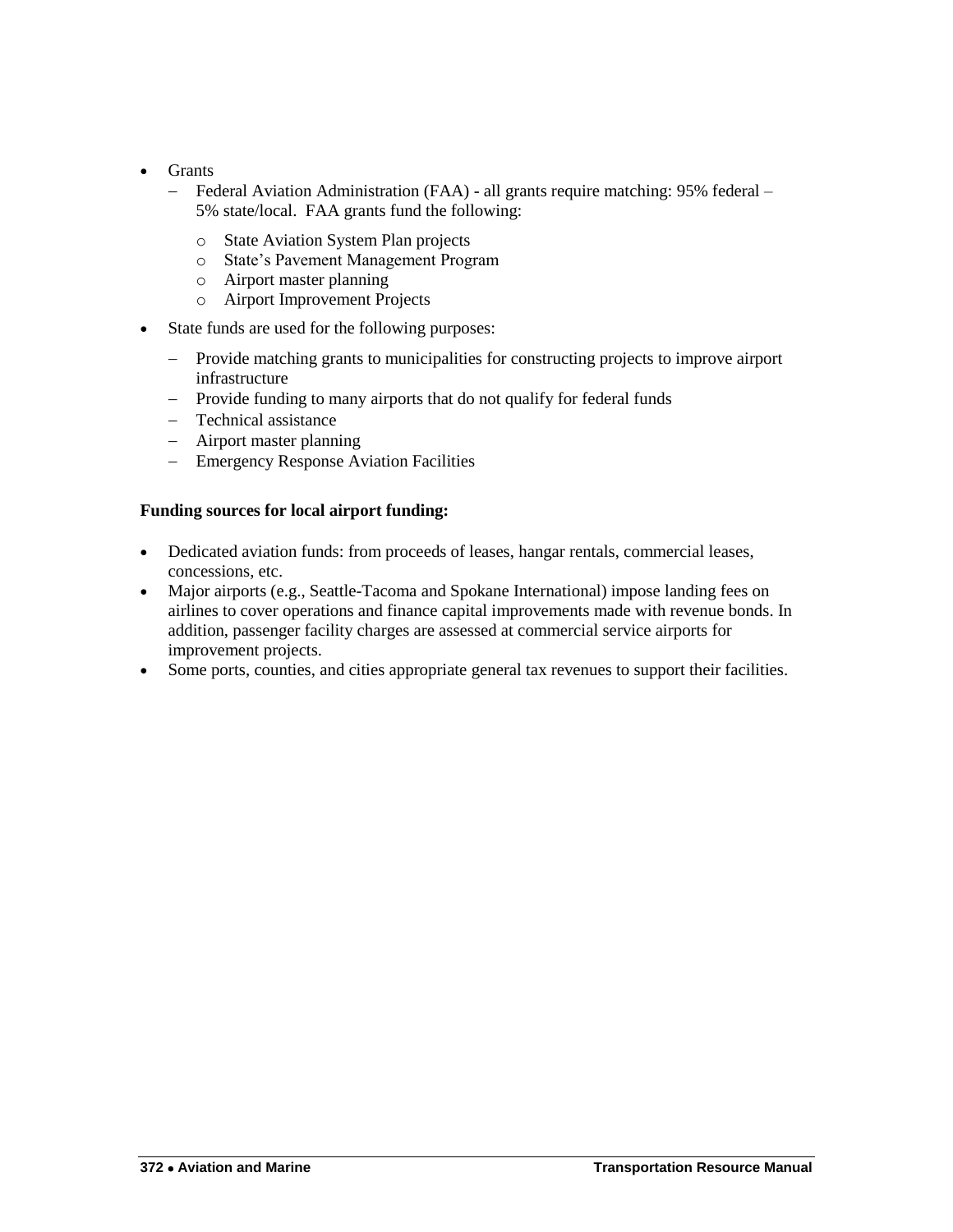- Grants
  - Federal Aviation Administration (FAA) - all grants require matching: 95% federal – 5% state/local. FAA grants fund the following:
    - State Aviation System Plan projects
    - State's Pavement Management Program
    - Airport master planning
    - Airport Improvement Projects
- State funds are used for the following purposes:
  - Provide matching grants to municipalities for constructing projects to improve airport infrastructure
  - Provide funding to many airports that do not qualify for federal funds
  - Technical assistance
  - Airport master planning
  - Emergency Response Aviation Facilities

**Funding sources for local airport funding:**

- Dedicated aviation funds: from proceeds of leases, hangar rentals, commercial leases, concessions, etc.
- Major airports (e.g., Seattle-Tacoma and Spokane International) impose landing fees on airlines to cover operations and finance capital improvements made with revenue bonds. In addition, passenger facility charges are assessed at commercial service airports for improvement projects.
- Some ports, counties, and cities appropriate general tax revenues to support their facilities.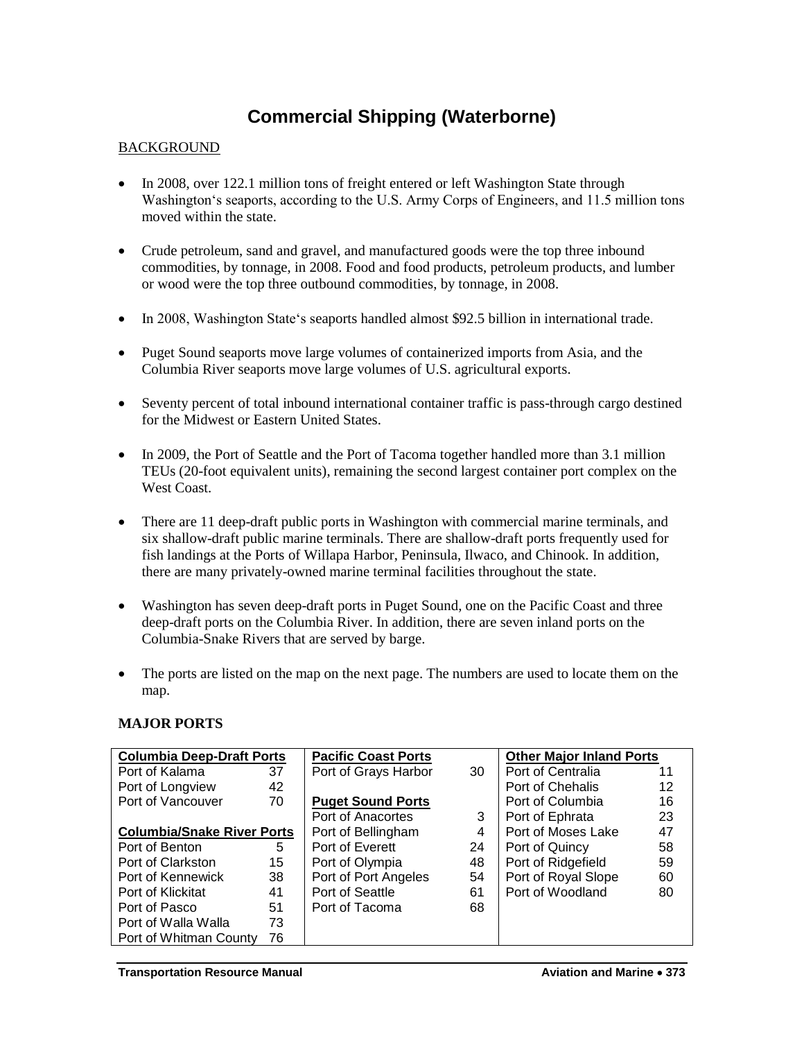# Commercial Shipping (Waterborne)

BACKGROUND

- In 2008, over 122.1 million tons of freight entered or left Washington State through Washington's seaports, according to the U.S. Army Corps of Engineers, and 11.5 million tons moved within the state.
- Crude petroleum, sand and gravel, and manufactured goods were the top three inbound commodities, by tonnage, in 2008. Food and food products, petroleum products, and lumber or wood were the top three outbound commodities, by tonnage, in 2008.
- In 2008, Washington State's seaports handled almost \$92.5 billion in international trade.
- Puget Sound seaports move large volumes of containerized imports from Asia, and the Columbia River seaports move large volumes of U.S. agricultural exports.
- Seventy percent of total inbound international container traffic is pass-through cargo destined for the Midwest or Eastern United States.
- In 2009, the Port of Seattle and the Port of Tacoma together handled more than 3.1 million TEUs (20-foot equivalent units), remaining the second largest container port complex on the West Coast.
- There are 11 deep-draft public ports in Washington with commercial marine terminals, and six shallow-draft public marine terminals. There are shallow-draft ports frequently used for fish landings at the Ports of Willapa Harbor, Peninsula, Ilwaco, and Chinook. In addition, there are many privately-owned marine terminal facilities throughout the state.
- Washington has seven deep-draft ports in Puget Sound, one on the Pacific Coast and three deep-draft ports on the Columbia River. In addition, there are seven inland ports on the Columbia-Snake Rivers that are served by barge.
- The ports are listed on the map on the next page. The numbers are used to locate them on the map.

**MAJOR PORTS**

| **Columbia Deep-Draft Ports** | | **Pacific Coast Ports** | | **Other Major Inland Ports** | |
|---|---|---|---|---|---|
| Port of Kalama | 37 | Port of Grays Harbor | 30 | Port of Centralia | 11 |
| Port of Longview | 42 | | | Port of Chehalis | 12 |
| Port of Vancouver | 70 | **Puget Sound Ports** | | Port of Columbia | 16 |
| | | Port of Anacortes | 3 | Port of Ephrata | 23 |
| **Columbia/Snake River Ports** | | Port of Bellingham | 4 | Port of Moses Lake | 47 |
| Port of Benton | 5 | Port of Everett | 24 | Port of Quincy | 58 |
| Port of Clarkston | 15 | Port of Olympia | 48 | Port of Ridgefield | 59 |
| Port of Kennewick | 38 | Port of Port Angeles | 54 | Port of Royal Slope | 60 |
| Port of Klickitat | 41 | Port of Seattle | 61 | Port of Woodland | 80 |
| Port of Pasco | 51 | Port of Tacoma | 68 | | |
| Port of Walla Walla | 73 | | | | |
| Port of Whitman County | 76 | | | | |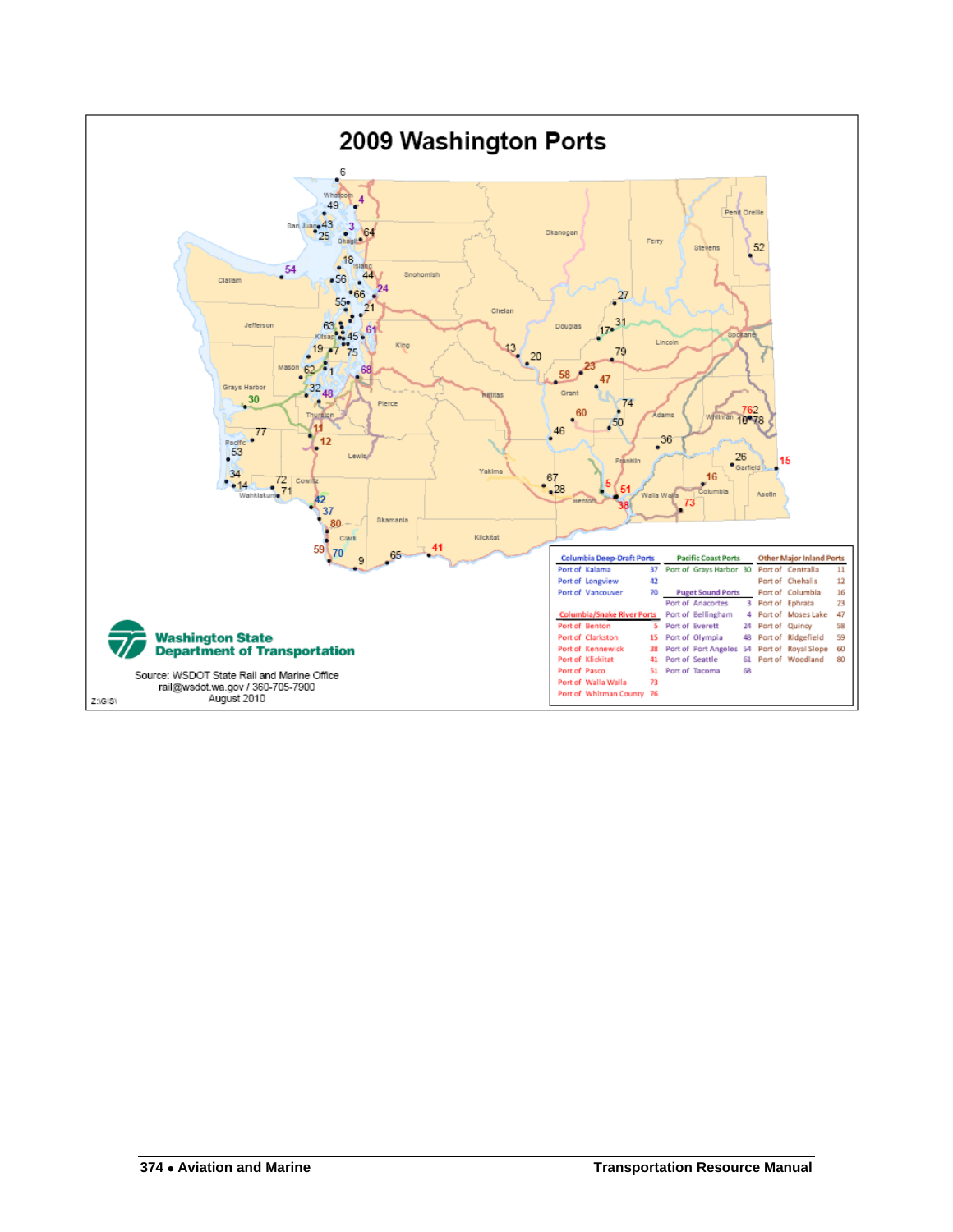# 2009 Washington Ports

| Columbia Deep-Draft Ports | | Pacific Coast Ports | | Other Major Inland Ports | |
|---|---|---|---|---|---|
| Port of Kalama | 37 | Port of Grays Harbor | 30 | Port of Centralia | 11 |
| Port of Longview | 42 | | | Port of Chehalis | 12 |
| Port of Vancouver | 70 | **Puget Sound Ports** | | Port of Columbia | 16 |
| | | Port of Anacortes | 3 | Port of Ephrata | 23 |
| **Columbia/Snake River Ports** | | Port of Bellingham | 4 | Port of Moses Lake | 47 |
| Port of Benton | 5 | Port of Everett | 24 | Port of Quincy | 58 |
| Port of Clarkston | 15 | Port of Olympia | 48 | Port of Ridgefield | 59 |
| Port of Kennewick | 38 | Port of Port Angeles | 54 | Port of Royal Slope | 60 |
| Port of Klickitat | 41 | Port of Seattle | 61 | Port of Woodland | 80 |
| Port of Pasco | 51 | Port of Tacoma | 68 | | |
| Port of Walla Walla | 73 | | | | |
| Port of Whitman County | 76 | | | | |

Washington State Department of Transportation

Source: WSDOT State Rail and Marine Office
rail@wsdot.wa.gov / 360-705-7900
August 2010

Z:\GIS\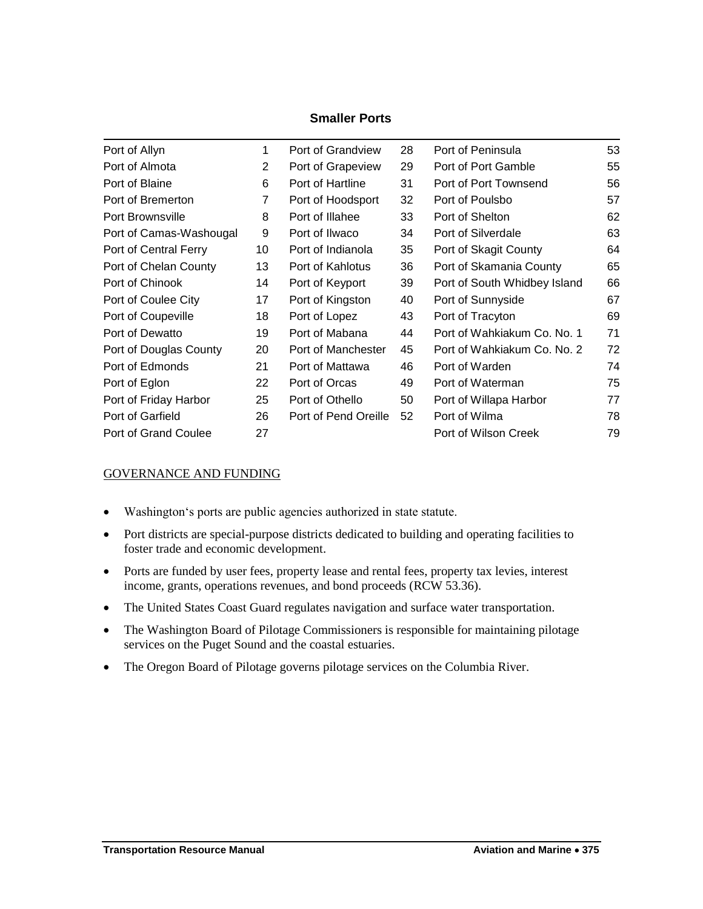**Smaller Ports**

| | | | | | |
|---|---|---|---|---|---|
| Port of Allyn | 1 | Port of Grandview | 28 | Port of Peninsula | 53 |
| Port of Almota | 2 | Port of Grapeview | 29 | Port of Port Gamble | 55 |
| Port of Blaine | 6 | Port of Hartline | 31 | Port of Port Townsend | 56 |
| Port of Bremerton | 7 | Port of Hoodsport | 32 | Port of Poulsbo | 57 |
| Port Brownsville | 8 | Port of Illahee | 33 | Port of Shelton | 62 |
| Port of Camas-Washougal | 9 | Port of Ilwaco | 34 | Port of Silverdale | 63 |
| Port of Central Ferry | 10 | Port of Indianola | 35 | Port of Skagit County | 64 |
| Port of Chelan County | 13 | Port of Kahlotus | 36 | Port of Skamania County | 65 |
| Port of Chinook | 14 | Port of Keyport | 39 | Port of South Whidbey Island | 66 |
| Port of Coulee City | 17 | Port of Kingston | 40 | Port of Sunnyside | 67 |
| Port of Coupeville | 18 | Port of Lopez | 43 | Port of Tracyton | 69 |
| Port of Dewatto | 19 | Port of Mabana | 44 | Port of Wahkiakum Co. No. 1 | 71 |
| Port of Douglas County | 20 | Port of Manchester | 45 | Port of Wahkiakum Co. No. 2 | 72 |
| Port of Edmonds | 21 | Port of Mattawa | 46 | Port of Warden | 74 |
| Port of Eglon | 22 | Port of Orcas | 49 | Port of Waterman | 75 |
| Port of Friday Harbor | 25 | Port of Othello | 50 | Port of Willapa Harbor | 77 |
| Port of Garfield | 26 | Port of Pend Oreille | 52 | Port of Wilma | 78 |
| Port of Grand Coulee | 27 | | | Port of Wilson Creek | 79 |

## GOVERNANCE AND FUNDING

- Washington's ports are public agencies authorized in state statute.
- Port districts are special-purpose districts dedicated to building and operating facilities to foster trade and economic development.
- Ports are funded by user fees, property lease and rental fees, property tax levies, interest income, grants, operations revenues, and bond proceeds (RCW 53.36).
- The United States Coast Guard regulates navigation and surface water transportation.
- The Washington Board of Pilotage Commissioners is responsible for maintaining pilotage services on the Puget Sound and the coastal estuaries.
- The Oregon Board of Pilotage governs pilotage services on the Columbia River.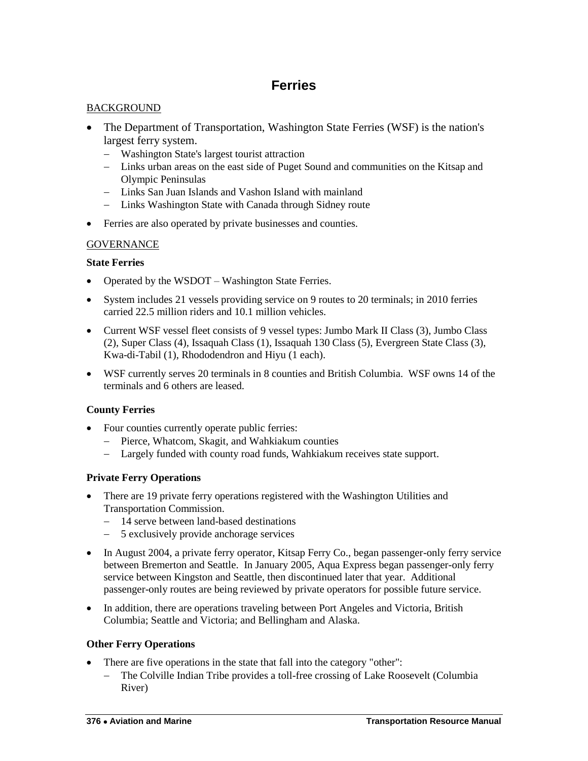# Ferries

BACKGROUND

- The Department of Transportation, Washington State Ferries (WSF) is the nation's largest ferry system.
  - Washington State's largest tourist attraction
  - Links urban areas on the east side of Puget Sound and communities on the Kitsap and Olympic Peninsulas
  - Links San Juan Islands and Vashon Island with mainland
  - Links Washington State with Canada through Sidney route
- Ferries are also operated by private businesses and counties.

GOVERNANCE

**State Ferries**

- Operated by the WSDOT – Washington State Ferries.
- System includes 21 vessels providing service on 9 routes to 20 terminals; in 2010 ferries carried 22.5 million riders and 10.1 million vehicles.
- Current WSF vessel fleet consists of 9 vessel types: Jumbo Mark II Class (3), Jumbo Class (2), Super Class (4), Issaquah Class (1), Issaquah 130 Class (5), Evergreen State Class (3), Kwa-di-Tabil (1), Rhododendron and Hiyu (1 each).
- WSF currently serves 20 terminals in 8 counties and British Columbia. WSF owns 14 of the terminals and 6 others are leased.

**County Ferries**

- Four counties currently operate public ferries:
  - Pierce, Whatcom, Skagit, and Wahkiakum counties
  - Largely funded with county road funds, Wahkiakum receives state support.

**Private Ferry Operations**

- There are 19 private ferry operations registered with the Washington Utilities and Transportation Commission.
  - 14 serve between land-based destinations
  - 5 exclusively provide anchorage services
- In August 2004, a private ferry operator, Kitsap Ferry Co., began passenger-only ferry service between Bremerton and Seattle. In January 2005, Aqua Express began passenger-only ferry service between Kingston and Seattle, then discontinued later that year. Additional passenger-only routes are being reviewed by private operators for possible future service.
- In addition, there are operations traveling between Port Angeles and Victoria, British Columbia; Seattle and Victoria; and Bellingham and Alaska.

**Other Ferry Operations**

- There are five operations in the state that fall into the category "other":
  - The Colville Indian Tribe provides a toll-free crossing of Lake Roosevelt (Columbia River)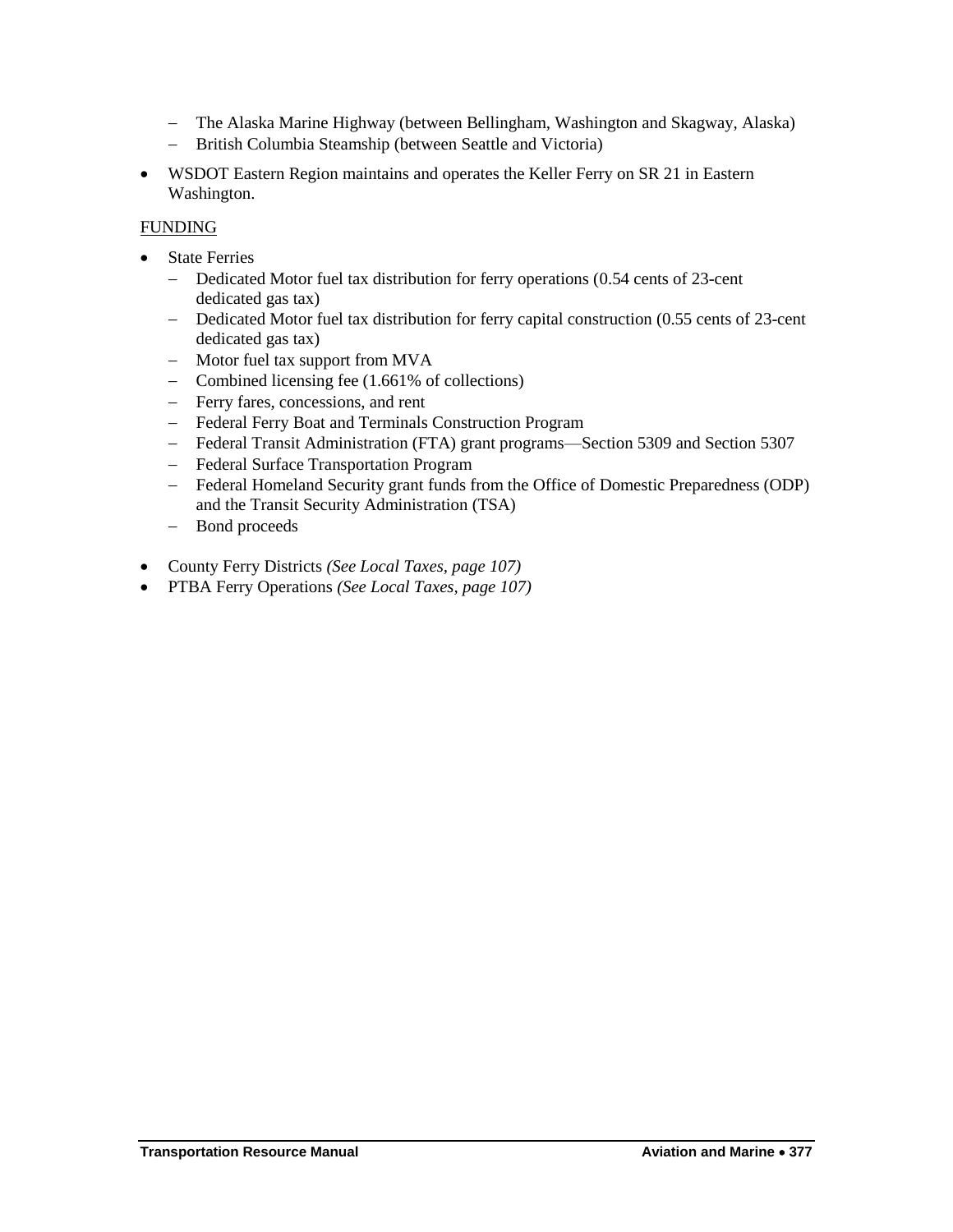- The Alaska Marine Highway (between Bellingham, Washington and Skagway, Alaska)
- British Columbia Steamship (between Seattle and Victoria)

- WSDOT Eastern Region maintains and operates the Keller Ferry on SR 21 in Eastern Washington.

FUNDING

- State Ferries
  - Dedicated Motor fuel tax distribution for ferry operations (0.54 cents of 23-cent dedicated gas tax)
  - Dedicated Motor fuel tax distribution for ferry capital construction (0.55 cents of 23-cent dedicated gas tax)
  - Motor fuel tax support from MVA
  - Combined licensing fee (1.661% of collections)
  - Ferry fares, concessions, and rent
  - Federal Ferry Boat and Terminals Construction Program
  - Federal Transit Administration (FTA) grant programs—Section 5309 and Section 5307
  - Federal Surface Transportation Program
  - Federal Homeland Security grant funds from the Office of Domestic Preparedness (ODP) and the Transit Security Administration (TSA)
  - Bond proceeds

- County Ferry Districts *(See Local Taxes, page 107)*
- PTBA Ferry Operations *(See Local Taxes, page 107)*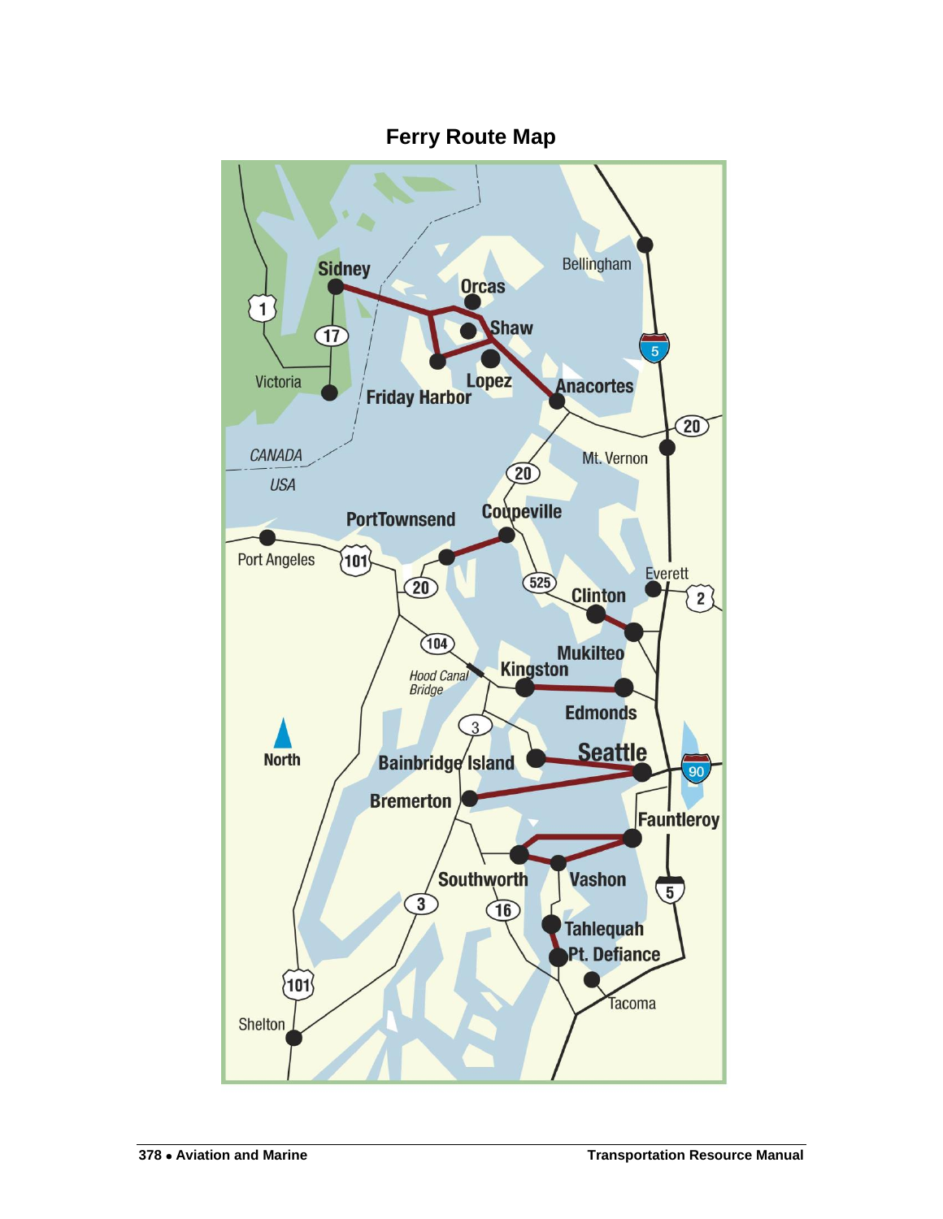## Ferry Route Map

Sidney
Orcas
Shaw
Lopez
Friday Harbor
Anacortes
Bellingham
Victoria
CANADA
USA
Mt. Vernon
Port Angeles
PortTownsend
Coupeville
Everett
Clinton
Mukilteo
Kingston
Hood Canal Bridge
Edmonds
North
Bainbridge Island
Seattle
Bremerton
Fauntleroy
Southworth
Vashon
Tahlequah
Pt. Defiance
Tacoma
Shelton
1
17
5
20
20
101
20
525
2
104
3
90
3
16
5
101